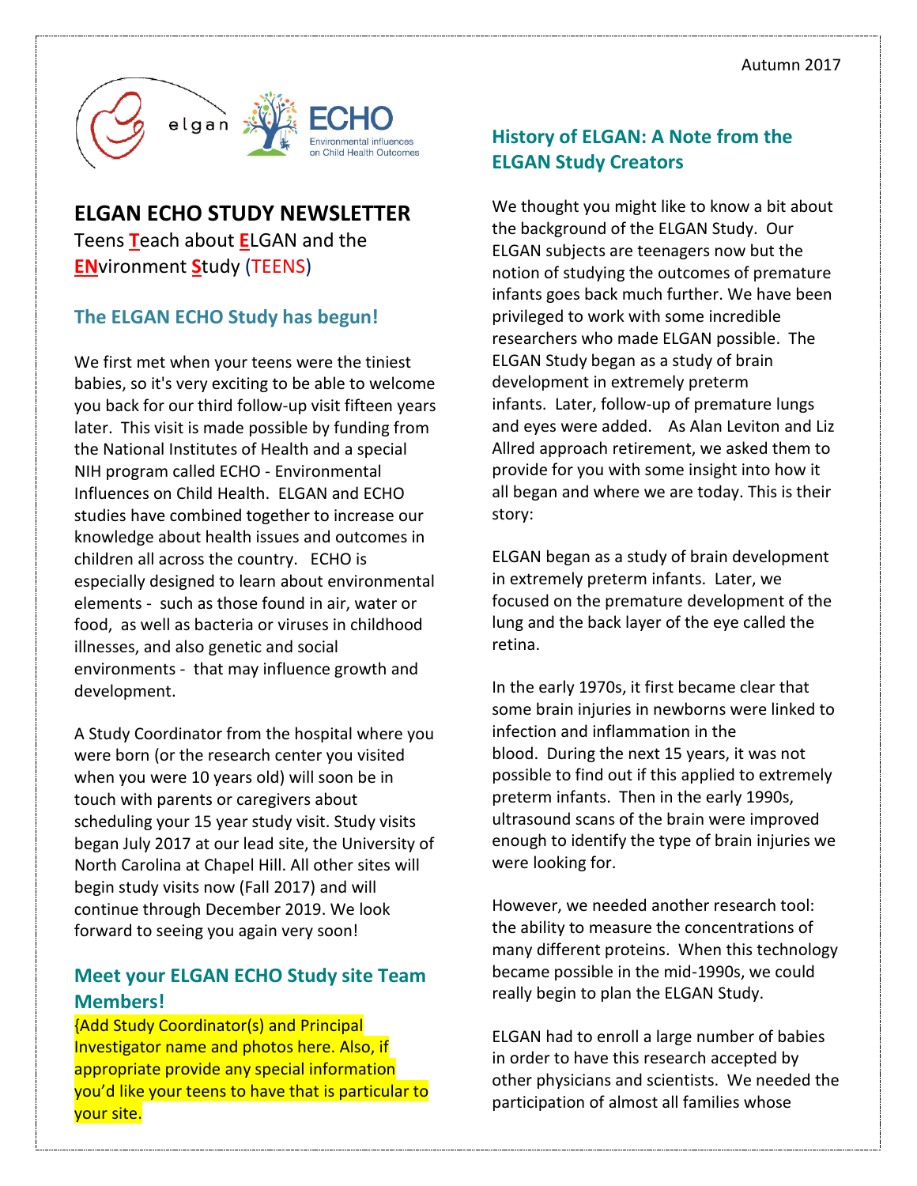Autumn 2017

# ELGAN ECHO STUDY NEWSLETTER

Teens **T**each about **E**LGAN and the **EN**vironment **S**tudy (TEENS)

## The ELGAN ECHO Study has begun!

We first met when your teens were the tiniest babies, so it's very exciting to be able to welcome you back for our third follow-up visit fifteen years later. This visit is made possible by funding from the National Institutes of Health and a special NIH program called ECHO - Environmental Influences on Child Health. ELGAN and ECHO studies have combined together to increase our knowledge about health issues and outcomes in children all across the country. ECHO is especially designed to learn about environmental elements - such as those found in air, water or food, as well as bacteria or viruses in childhood illnesses, and also genetic and social environments - that may influence growth and development.

A Study Coordinator from the hospital where you were born (or the research center you visited when you were 10 years old) will soon be in touch with parents or caregivers about scheduling your 15 year study visit. Study visits began July 2017 at our lead site, the University of North Carolina at Chapel Hill. All other sites will begin study visits now (Fall 2017) and will continue through December 2019. We look forward to seeing you again very soon!

## Meet your ELGAN ECHO Study site Team Members!

{Add Study Coordinator(s) and Principal Investigator name and photos here. Also, if appropriate provide any special information you'd like your teens to have that is particular to your site.

## History of ELGAN: A Note from the ELGAN Study Creators

We thought you might like to know a bit about the background of the ELGAN Study. Our ELGAN subjects are teenagers now but the notion of studying the outcomes of premature infants goes back much further. We have been privileged to work with some incredible researchers who made ELGAN possible. The ELGAN Study began as a study of brain development in extremely preterm infants. Later, follow-up of premature lungs and eyes were added. As Alan Leviton and Liz Allred approach retirement, we asked them to provide for you with some insight into how it all began and where we are today. This is their story:

ELGAN began as a study of brain development in extremely preterm infants. Later, we focused on the premature development of the lung and the back layer of the eye called the retina.

In the early 1970s, it first became clear that some brain injuries in newborns were linked to infection and inflammation in the blood. During the next 15 years, it was not possible to find out if this applied to extremely preterm infants. Then in the early 1990s, ultrasound scans of the brain were improved enough to identify the type of brain injuries we were looking for.

However, we needed another research tool: the ability to measure the concentrations of many different proteins. When this technology became possible in the mid-1990s, we could really begin to plan the ELGAN Study.

ELGAN had to enroll a large number of babies in order to have this research accepted by other physicians and scientists. We needed the participation of almost all families whose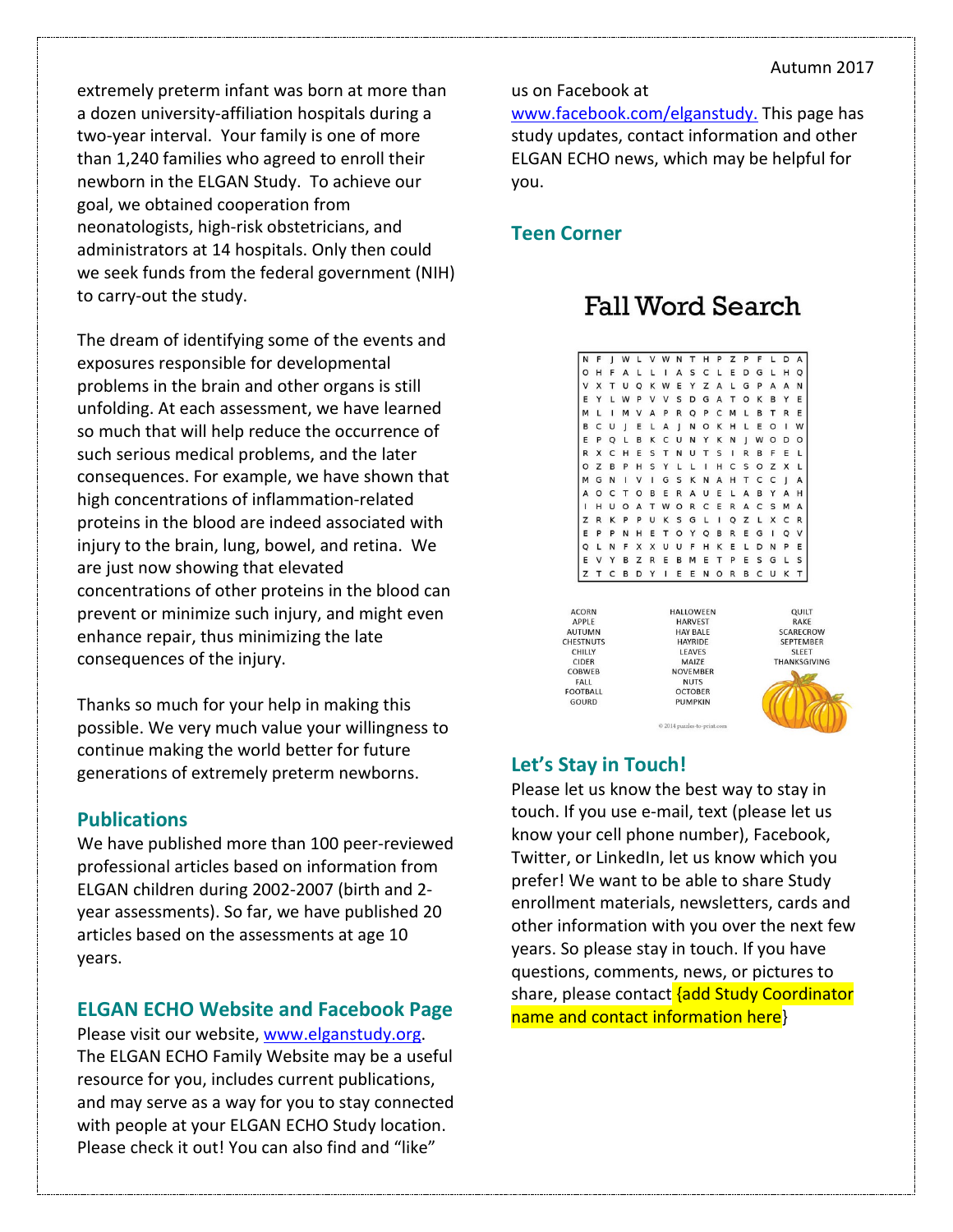extremely preterm infant was born at more than a dozen university-affiliation hospitals during a two-year interval. Your family is one of more than 1,240 families who agreed to enroll their newborn in the ELGAN Study. To achieve our goal, we obtained cooperation from neonatologists, high-risk obstetricians, and administrators at 14 hospitals. Only then could we seek funds from the federal government (NIH) to carry-out the study.

The dream of identifying some of the events and exposures responsible for developmental problems in the brain and other organs is still unfolding. At each assessment, we have learned so much that will help reduce the occurrence of such serious medical problems, and the later consequences. For example, we have shown that high concentrations of inflammation-related proteins in the blood are indeed associated with injury to the brain, lung, bowel, and retina. We are just now showing that elevated concentrations of other proteins in the blood can prevent or minimize such injury, and might even enhance repair, thus minimizing the late consequences of the injury.

Thanks so much for your help in making this possible. We very much value your willingness to continue making the world better for future generations of extremely preterm newborns.

## Publications

We have published more than 100 peer-reviewed professional articles based on information from ELGAN children during 2002-2007 (birth and 2-year assessments). So far, we have published 20 articles based on the assessments at age 10 years.

## ELGAN ECHO Website and Facebook Page

Please visit our website, www.elganstudy.org. The ELGAN ECHO Family Website may be a useful resource for you, includes current publications, and may serve as a way for you to stay connected with people at your ELGAN ECHO Study location. Please check it out! You can also find and "like" us on Facebook at www.facebook.com/elganstudy. This page has study updates, contact information and other ELGAN ECHO news, which may be helpful for you.

## Teen Corner

# Fall Word Search

```
N F J W L V W N T H P Z P F L D A
O H F A L L I A S C L E D G L H Q
V X T U Q K W E Y Z A L G P A A N
E Y L W P V V S D G A T O K B Y E
M L I M V A P R Q P C M L B T R E
B C U J E L A J N O K H L E O I W
E P Q L B K C U N Y K N J W O D O
R X C H E S T N U T S I R B F E L
O Z B P H S Y L L I H C S O Z X L
M G N I V I G S K N A H T C C J A
A O C T O B E R A U E L A B Y A H
I H U O A T W O R C E R A C S M A
Z R K P P U K S G L I Q Z L X C R
E P P N H E T O Y Q B R E G I Q V
Q L N F X X U U F H K E L D N P E
E V Y B Z R E B M E T P E S G L S
Z T C B D Y I E E N O R B C U K T
```

ACORN
APPLE
AUTUMN
CHESTNUTS
CHILLY
CIDER
COBWEB
FALL
FOOTBALL
GOURD
HALLOWEEN
HARVEST
HAY BALE
HAYRIDE
LEAVES
MAIZE
NOVEMBER
NUTS
OCTOBER
PUMPKIN
QUILT
RAKE
SCARECROW
SEPTEMBER
SLEET
THANKSGIVING

© 2014 puzzles-to-print.com

## Let's Stay in Touch!

Please let us know the best way to stay in touch. If you use e-mail, text (please let us know your cell phone number), Facebook, Twitter, or LinkedIn, let us know which you prefer! We want to be able to share Study enrollment materials, newsletters, cards and other information with you over the next few years. So please stay in touch. If you have questions, comments, news, or pictures to share, please contact {add Study Coordinator name and contact information here}